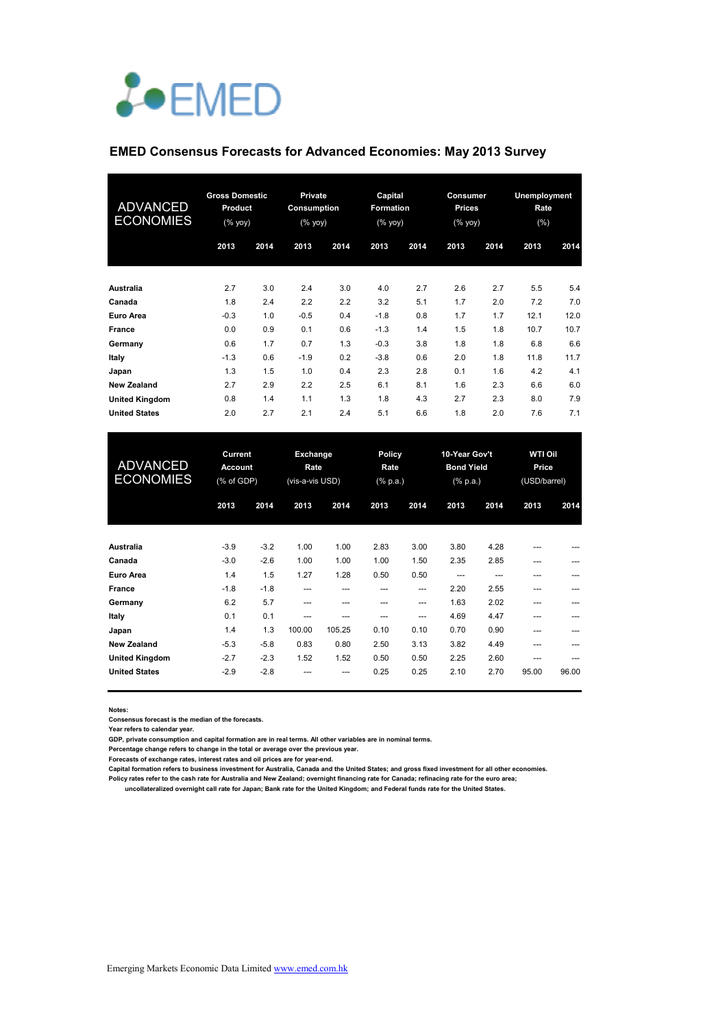# EMED

## EMED Consensus Forecasts for Advanced Economies: May 2013 Survey

| ADVANCED ECONOMIES | Gross Domestic Product (% yoy) | | Private Consumption (% yoy) | | Capital Formation (% yoy) | | Consumer Prices (% yoy) | | Unemployment Rate (%) | |
|---|---|---|---|---|---|---|---|---|---|---|
| | 2013 | 2014 | 2013 | 2014 | 2013 | 2014 | 2013 | 2014 | 2013 | 2014 |
| **Australia** | 2.7 | 3.0 | 2.4 | 3.0 | 4.0 | 2.7 | 2.6 | 2.7 | 5.5 | 5.4 |
| **Canada** | 1.8 | 2.4 | 2.2 | 2.2 | 3.2 | 5.1 | 1.7 | 2.0 | 7.2 | 7.0 |
| **Euro Area** | -0.3 | 1.0 | -0.5 | 0.4 | -1.8 | 0.8 | 1.7 | 1.7 | 12.1 | 12.0 |
| **France** | 0.0 | 0.9 | 0.1 | 0.6 | -1.3 | 1.4 | 1.5 | 1.8 | 10.7 | 10.7 |
| **Germany** | 0.6 | 1.7 | 0.7 | 1.3 | -0.3 | 3.8 | 1.8 | 1.8 | 6.8 | 6.6 |
| **Italy** | -1.3 | 0.6 | -1.9 | 0.2 | -3.8 | 0.6 | 2.0 | 1.8 | 11.8 | 11.7 |
| **Japan** | 1.3 | 1.5 | 1.0 | 0.4 | 2.3 | 2.8 | 0.1 | 1.6 | 4.2 | 4.1 |
| **New Zealand** | 2.7 | 2.9 | 2.2 | 2.5 | 6.1 | 8.1 | 1.6 | 2.3 | 6.6 | 6.0 |
| **United Kingdom** | 0.8 | 1.4 | 1.1 | 1.3 | 1.8 | 4.3 | 2.7 | 2.3 | 8.0 | 7.9 |
| **United States** | 2.0 | 2.7 | 2.1 | 2.4 | 5.1 | 6.6 | 1.8 | 2.0 | 7.6 | 7.1 |

| ADVANCED ECONOMIES | Current Account (% of GDP) | | Exchange Rate (vis-a-vis USD) | | Policy Rate (% p.a.) | | 10-Year Gov't Bond Yield (% p.a.) | | WTI Oil Price (USD/barrel) | |
|---|---|---|---|---|---|---|---|---|---|---|
| | 2013 | 2014 | 2013 | 2014 | 2013 | 2014 | 2013 | 2014 | 2013 | 2014 |
| **Australia** | -3.9 | -3.2 | 1.00 | 1.00 | 2.83 | 3.00 | 3.80 | 4.28 | --- | --- |
| **Canada** | -3.0 | -2.6 | 1.00 | 1.00 | 1.00 | 1.50 | 2.35 | 2.85 | --- | --- |
| **Euro Area** | 1.4 | 1.5 | 1.27 | 1.28 | 0.50 | 0.50 | --- | --- | --- | --- |
| **France** | -1.8 | -1.8 | --- | --- | --- | --- | 2.20 | 2.55 | --- | --- |
| **Germany** | 6.2 | 5.7 | --- | --- | --- | --- | 1.63 | 2.02 | --- | --- |
| **Italy** | 0.1 | 0.1 | --- | --- | --- | --- | 4.69 | 4.47 | --- | --- |
| **Japan** | 1.4 | 1.3 | 100.00 | 105.25 | 0.10 | 0.10 | 0.70 | 0.90 | --- | --- |
| **New Zealand** | -5.3 | -5.8 | 0.83 | 0.80 | 2.50 | 3.13 | 3.82 | 4.49 | --- | --- |
| **United Kingdom** | -2.7 | -2.3 | 1.52 | 1.52 | 0.50 | 0.50 | 2.25 | 2.60 | --- | --- |
| **United States** | -2.9 | -2.8 | --- | --- | 0.25 | 0.25 | 2.10 | 2.70 | 95.00 | 96.00 |

**Notes:**
**Consensus forecast is the median of the forecasts.**
**Year refers to calendar year.**
**GDP, private consumption and capital formation are in real terms. All other variables are in nominal terms.**
**Percentage change refers to change in the total or average over the previous year.**
**Forecasts of exchange rates, interest rates and oil prices are for year-end.**
**Capital formation refers to business investment for Australia, Canada and the United States; and gross fixed investment for all other economies.**
**Policy rates refer to the cash rate for Australia and New Zealand; overnight financing rate for Canada; refinacing rate for the euro area; uncollateralized overnight call rate for Japan; Bank rate for the United Kingdom; and Federal funds rate for the United States.**

Emerging Markets Economic Data Limited www.emed.com.hk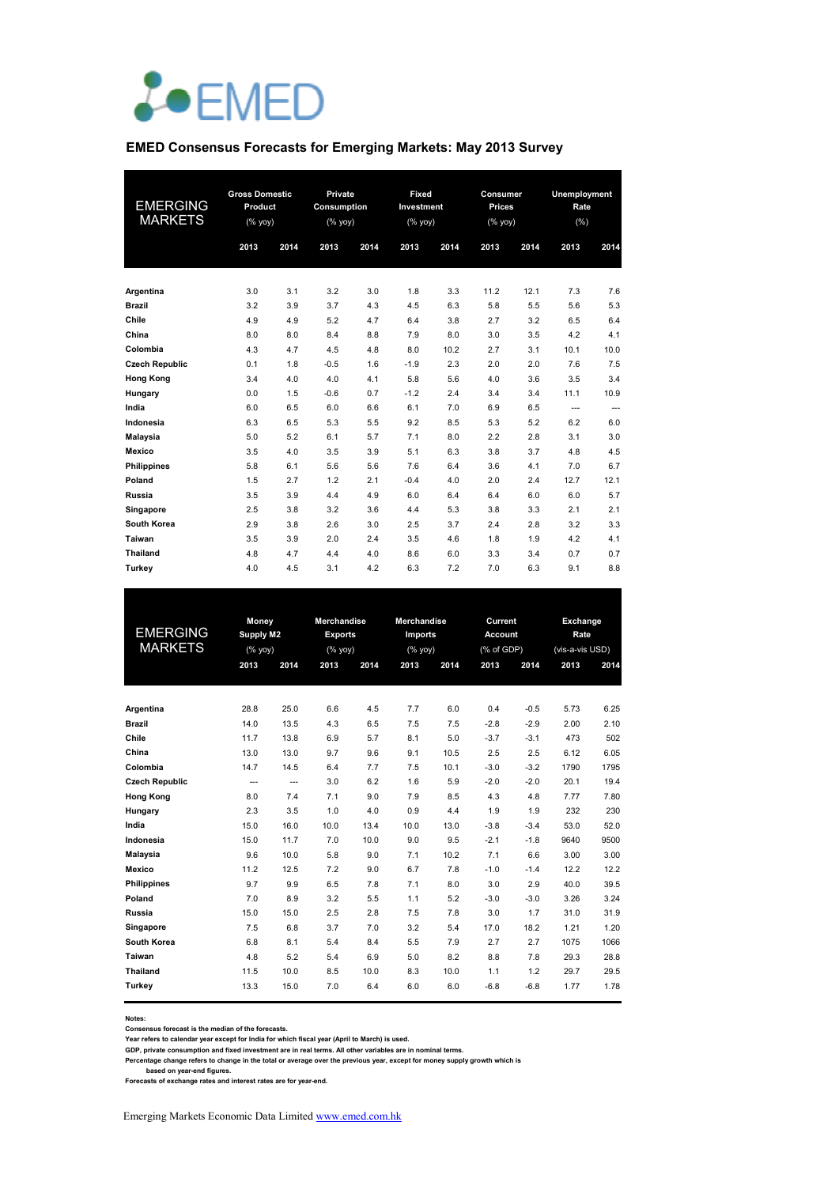EMED

## EMED Consensus Forecasts for Emerging Markets: May 2013 Survey

| EMERGING MARKETS | Gross Domestic Product (% yoy) | | Private Consumption (% yoy) | | Fixed Investment (% yoy) | | Consumer Prices (% yoy) | | Unemployment Rate (%) | |
|---|---|---|---|---|---|---|---|---|---|---|
| | 2013 | 2014 | 2013 | 2014 | 2013 | 2014 | 2013 | 2014 | 2013 | 2014 |
| **Argentina** | 3.0 | 3.1 | 3.2 | 3.0 | 1.8 | 3.3 | 11.2 | 12.1 | 7.3 | 7.6 |
| **Brazil** | 3.2 | 3.9 | 3.7 | 4.3 | 4.5 | 6.3 | 5.8 | 5.5 | 5.6 | 5.3 |
| **Chile** | 4.9 | 4.9 | 5.2 | 4.7 | 6.4 | 3.8 | 2.7 | 3.2 | 6.5 | 6.4 |
| **China** | 8.0 | 8.0 | 8.4 | 8.8 | 7.9 | 8.0 | 3.0 | 3.5 | 4.2 | 4.1 |
| **Colombia** | 4.3 | 4.7 | 4.5 | 4.8 | 8.0 | 10.2 | 2.7 | 3.1 | 10.1 | 10.0 |
| **Czech Republic** | 0.1 | 1.8 | -0.5 | 1.6 | -1.9 | 2.3 | 2.0 | 2.0 | 7.6 | 7.5 |
| **Hong Kong** | 3.4 | 4.0 | 4.0 | 4.1 | 5.8 | 5.6 | 4.0 | 3.6 | 3.5 | 3.4 |
| **Hungary** | 0.0 | 1.5 | -0.6 | 0.7 | -1.2 | 2.4 | 3.4 | 3.4 | 11.1 | 10.9 |
| **India** | 6.0 | 6.5 | 6.0 | 6.6 | 6.1 | 7.0 | 6.9 | 6.5 | --- | --- |
| **Indonesia** | 6.3 | 6.5 | 5.3 | 5.5 | 9.2 | 8.5 | 5.3 | 5.2 | 6.2 | 6.0 |
| **Malaysia** | 5.0 | 5.2 | 6.1 | 5.7 | 7.1 | 8.0 | 2.2 | 2.8 | 3.1 | 3.0 |
| **Mexico** | 3.5 | 4.0 | 3.5 | 3.9 | 5.1 | 6.3 | 3.8 | 3.7 | 4.8 | 4.5 |
| **Philippines** | 5.8 | 6.1 | 5.6 | 5.6 | 7.6 | 6.4 | 3.6 | 4.1 | 7.0 | 6.7 |
| **Poland** | 1.5 | 2.7 | 1.2 | 2.1 | -0.4 | 4.0 | 2.0 | 2.4 | 12.7 | 12.1 |
| **Russia** | 3.5 | 3.9 | 4.4 | 4.9 | 6.0 | 6.4 | 6.4 | 6.0 | 6.0 | 5.7 |
| **Singapore** | 2.5 | 3.8 | 3.2 | 3.6 | 4.4 | 5.3 | 3.8 | 3.3 | 2.1 | 2.1 |
| **South Korea** | 2.9 | 3.8 | 2.6 | 3.0 | 2.5 | 3.7 | 2.4 | 2.8 | 3.2 | 3.3 |
| **Taiwan** | 3.5 | 3.9 | 2.0 | 2.4 | 3.5 | 4.6 | 1.8 | 1.9 | 4.2 | 4.1 |
| **Thailand** | 4.8 | 4.7 | 4.4 | 4.0 | 8.6 | 6.0 | 3.3 | 3.4 | 0.7 | 0.7 |
| **Turkey** | 4.0 | 4.5 | 3.1 | 4.2 | 6.3 | 7.2 | 7.0 | 6.3 | 9.1 | 8.8 |

| EMERGING MARKETS | Money Supply M2 (% yoy) | | Merchandise Exports (% yoy) | | Merchandise Imports (% yoy) | | Current Account (% of GDP) | | Exchange Rate (vis-a-vis USD) | |
|---|---|---|---|---|---|---|---|---|---|---|
| | 2013 | 2014 | 2013 | 2014 | 2013 | 2014 | 2013 | 2014 | 2013 | 2014 |
| **Argentina** | 28.8 | 25.0 | 6.6 | 4.5 | 7.7 | 6.0 | 0.4 | -0.5 | 5.73 | 6.25 |
| **Brazil** | 14.0 | 13.5 | 4.3 | 6.5 | 7.5 | 7.5 | -2.8 | -2.9 | 2.00 | 2.10 |
| **Chile** | 11.7 | 13.8 | 6.9 | 5.7 | 8.1 | 5.0 | -3.7 | -3.1 | 473 | 502 |
| **China** | 13.0 | 13.0 | 9.7 | 9.6 | 9.1 | 10.5 | 2.5 | 2.5 | 6.12 | 6.05 |
| **Colombia** | 14.7 | 14.5 | 6.4 | 7.7 | 7.5 | 10.1 | -3.0 | -3.2 | 1790 | 1795 |
| **Czech Republic** | --- | --- | 3.0 | 6.2 | 1.6 | 5.9 | -2.0 | -2.0 | 20.1 | 19.4 |
| **Hong Kong** | 8.0 | 7.4 | 7.1 | 9.0 | 7.9 | 8.5 | 4.3 | 4.8 | 7.77 | 7.80 |
| **Hungary** | 2.3 | 3.5 | 1.0 | 4.0 | 0.9 | 4.4 | 1.9 | 1.9 | 232 | 230 |
| **India** | 15.0 | 16.0 | 10.0 | 13.4 | 10.0 | 13.0 | -3.8 | -3.4 | 53.0 | 52.0 |
| **Indonesia** | 15.0 | 11.7 | 7.0 | 10.0 | 9.0 | 9.5 | -2.1 | -1.8 | 9640 | 9500 |
| **Malaysia** | 9.6 | 10.0 | 5.8 | 9.0 | 7.1 | 10.2 | 7.1 | 6.6 | 3.00 | 3.00 |
| **Mexico** | 11.2 | 12.5 | 7.2 | 9.0 | 6.7 | 7.8 | -1.0 | -1.4 | 12.2 | 12.2 |
| **Philippines** | 9.7 | 9.9 | 6.5 | 7.8 | 7.1 | 8.0 | 3.0 | 2.9 | 40.0 | 39.5 |
| **Poland** | 7.0 | 8.9 | 3.2 | 5.5 | 1.1 | 5.2 | -3.0 | -3.0 | 3.26 | 3.24 |
| **Russia** | 15.0 | 15.0 | 2.5 | 2.8 | 7.5 | 7.8 | 3.0 | 1.7 | 31.0 | 31.9 |
| **Singapore** | 7.5 | 6.8 | 3.7 | 7.0 | 3.2 | 5.4 | 17.0 | 18.2 | 1.21 | 1.20 |
| **South Korea** | 6.8 | 8.1 | 5.4 | 8.4 | 5.5 | 7.9 | 2.7 | 2.7 | 1075 | 1066 |
| **Taiwan** | 4.8 | 5.2 | 5.4 | 6.9 | 5.0 | 8.2 | 8.8 | 7.8 | 29.3 | 28.8 |
| **Thailand** | 11.5 | 10.0 | 8.5 | 10.0 | 8.3 | 10.0 | 1.1 | 1.2 | 29.7 | 29.5 |
| **Turkey** | 13.3 | 15.0 | 7.0 | 6.4 | 6.0 | 6.0 | -6.8 | -6.8 | 1.77 | 1.78 |

**Notes:**
**Consensus forecast is the median of the forecasts.**
**Year refers to calendar year except for India for which fiscal year (April to March) is used.**
**GDP, private consumption and fixed investment are in real terms. All other variables are in nominal terms.**
**Percentage change refers to change in the total or average over the previous year, except for money supply growth which is based on year-end figures.**
**Forecasts of exchange rates and interest rates are for year-end.**

Emerging Markets Economic Data Limited www.emed.com.hk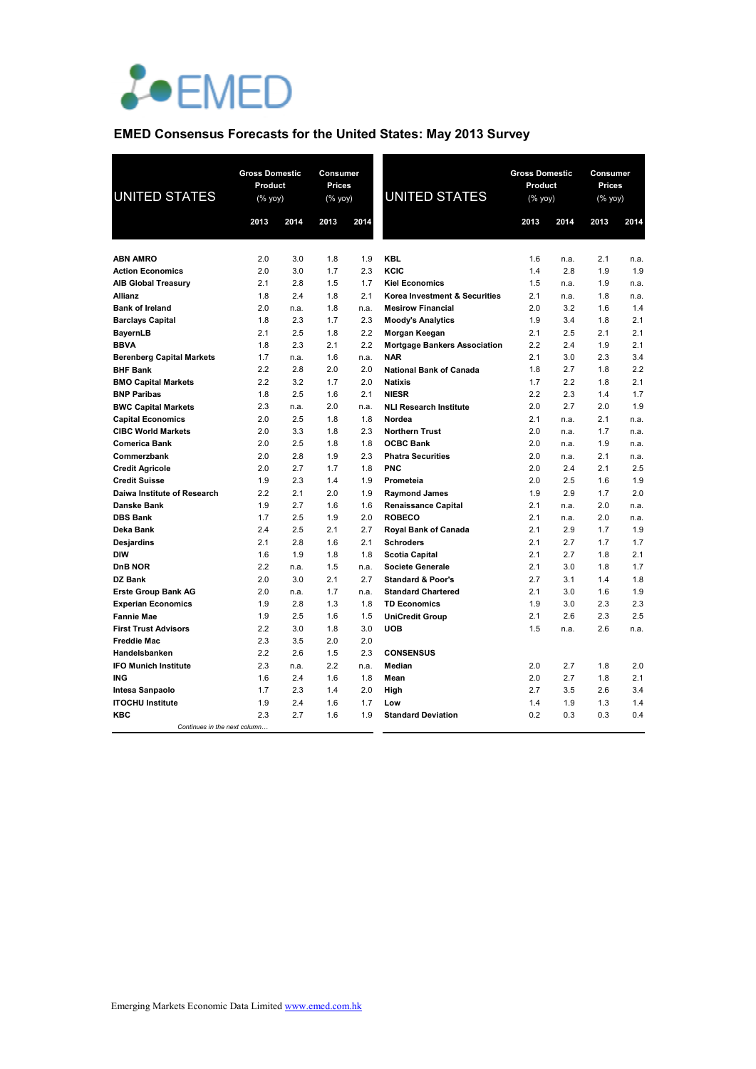## EMED Consensus Forecasts for the United States: May 2013 Survey

| UNITED STATES | Gross Domestic Product (% yoy) | | Consumer Prices (% yoy) | |
|---|---|---|---|---|
| | 2013 | 2014 | 2013 | 2014 |
| **ABN AMRO** | 2.0 | 3.0 | 1.8 | 1.9 |
| **Action Economics** | 2.0 | 3.0 | 1.7 | 2.3 |
| **AIB Global Treasury** | 2.1 | 2.8 | 1.5 | 1.7 |
| **Allianz** | 1.8 | 2.4 | 1.8 | 2.1 |
| **Bank of Ireland** | 2.0 | n.a. | 1.8 | n.a. |
| **Barclays Capital** | 1.8 | 2.3 | 1.7 | 2.3 |
| **BayernLB** | 2.1 | 2.5 | 1.8 | 2.2 |
| **BBVA** | 1.8 | 2.3 | 2.1 | 2.2 |
| **Berenberg Capital Markets** | 1.7 | n.a. | 1.6 | n.a. |
| **BHF Bank** | 2.2 | 2.8 | 2.0 | 2.0 |
| **BMO Capital Markets** | 2.2 | 3.2 | 1.7 | 2.0 |
| **BNP Paribas** | 1.8 | 2.5 | 1.6 | 2.1 |
| **BWC Capital Markets** | 2.3 | n.a. | 2.0 | n.a. |
| **Capital Economics** | 2.0 | 2.5 | 1.8 | 1.8 |
| **CIBC World Markets** | 2.0 | 3.3 | 1.8 | 2.3 |
| **Comerica Bank** | 2.0 | 2.5 | 1.8 | 1.8 |
| **Commerzbank** | 2.0 | 2.8 | 1.9 | 2.3 |
| **Credit Agricole** | 2.0 | 2.7 | 1.7 | 1.8 |
| **Credit Suisse** | 1.9 | 2.3 | 1.4 | 1.9 |
| **Daiwa Institute of Research** | 2.2 | 2.1 | 2.0 | 1.9 |
| **Danske Bank** | 1.9 | 2.7 | 1.6 | 1.6 |
| **DBS Bank** | 1.7 | 2.5 | 1.9 | 2.0 |
| **Deka Bank** | 2.4 | 2.5 | 2.1 | 2.7 |
| **Desjardins** | 2.1 | 2.8 | 1.6 | 2.1 |
| **DIW** | 1.6 | 1.9 | 1.8 | 1.8 |
| **DnB NOR** | 2.2 | n.a. | 1.5 | n.a. |
| **DZ Bank** | 2.0 | 3.0 | 2.1 | 2.7 |
| **Erste Group Bank AG** | 2.0 | n.a. | 1.7 | n.a. |
| **Experian Economics** | 1.9 | 2.8 | 1.3 | 1.8 |
| **Fannie Mae** | 1.9 | 2.5 | 1.6 | 1.5 |
| **First Trust Advisors** | 2.2 | 3.0 | 1.8 | 3.0 |
| **Freddie Mac** | 2.3 | 3.5 | 2.0 | 2.0 |
| **Handelsbanken** | 2.2 | 2.6 | 1.5 | 2.3 |
| **IFO Munich Institute** | 2.3 | n.a. | 2.2 | n.a. |
| **ING** | 1.6 | 2.4 | 1.6 | 1.8 |
| **Intesa Sanpaolo** | 1.7 | 2.3 | 1.4 | 2.0 |
| **ITOCHU Institute** | 1.9 | 2.4 | 1.6 | 1.7 |
| **KBC** | 2.3 | 2.7 | 1.6 | 1.9 |
| **KBL** | 1.6 | n.a. | 2.1 | n.a. |
| **KCIC** | 1.4 | 2.8 | 1.9 | 1.9 |
| **Kiel Economics** | 1.5 | n.a. | 1.9 | n.a. |
| **Korea Investment & Securities** | 2.1 | n.a. | 1.8 | n.a. |
| **Mesirow Financial** | 2.0 | 3.2 | 1.6 | 1.4 |
| **Moody's Analytics** | 1.9 | 3.4 | 1.8 | 2.1 |
| **Morgan Keegan** | 2.1 | 2.5 | 2.1 | 2.1 |
| **Mortgage Bankers Association** | 2.2 | 2.4 | 1.9 | 2.1 |
| **NAR** | 2.1 | 3.0 | 2.3 | 3.4 |
| **National Bank of Canada** | 1.8 | 2.7 | 1.8 | 2.2 |
| **Natixis** | 1.7 | 2.2 | 1.8 | 2.1 |
| **NIESR** | 2.2 | 2.3 | 1.4 | 1.7 |
| **NLI Research Institute** | 2.0 | 2.7 | 2.0 | 1.9 |
| **Nordea** | 2.1 | n.a. | 2.1 | n.a. |
| **Northern Trust** | 2.0 | n.a. | 1.7 | n.a. |
| **OCBC Bank** | 2.0 | n.a. | 1.9 | n.a. |
| **Phatra Securities** | 2.0 | n.a. | 2.1 | n.a. |
| **PNC** | 2.0 | 2.4 | 2.1 | 2.5 |
| **Prometeia** | 2.0 | 2.5 | 1.6 | 1.9 |
| **Raymond James** | 1.9 | 2.9 | 1.7 | 2.0 |
| **Renaissance Capital** | 2.1 | n.a. | 2.0 | n.a. |
| **ROBECO** | 2.1 | n.a. | 2.0 | n.a. |
| **Royal Bank of Canada** | 2.1 | 2.9 | 1.7 | 1.9 |
| **Schroders** | 2.1 | 2.7 | 1.7 | 1.7 |
| **Scotia Capital** | 2.1 | 2.7 | 1.8 | 2.1 |
| **Societe Generale** | 2.1 | 3.0 | 1.8 | 1.7 |
| **Standard & Poor's** | 2.7 | 3.1 | 1.4 | 1.8 |
| **Standard Chartered** | 2.1 | 3.0 | 1.6 | 1.9 |
| **TD Economics** | 1.9 | 3.0 | 2.3 | 2.3 |
| **UniCredit Group** | 2.1 | 2.6 | 2.3 | 2.5 |
| **UOB** | 1.5 | n.a. | 2.6 | n.a. |
| **CONSENSUS** | | | | |
| **Median** | 2.0 | 2.7 | 1.8 | 2.0 |
| **Mean** | 2.0 | 2.7 | 1.8 | 2.1 |
| **High** | 2.7 | 3.5 | 2.6 | 3.4 |
| **Low** | 1.4 | 1.9 | 1.3 | 1.4 |
| **Standard Deviation** | 0.2 | 0.3 | 0.3 | 0.4 |

Emerging Markets Economic Data Limited www.emed.com.hk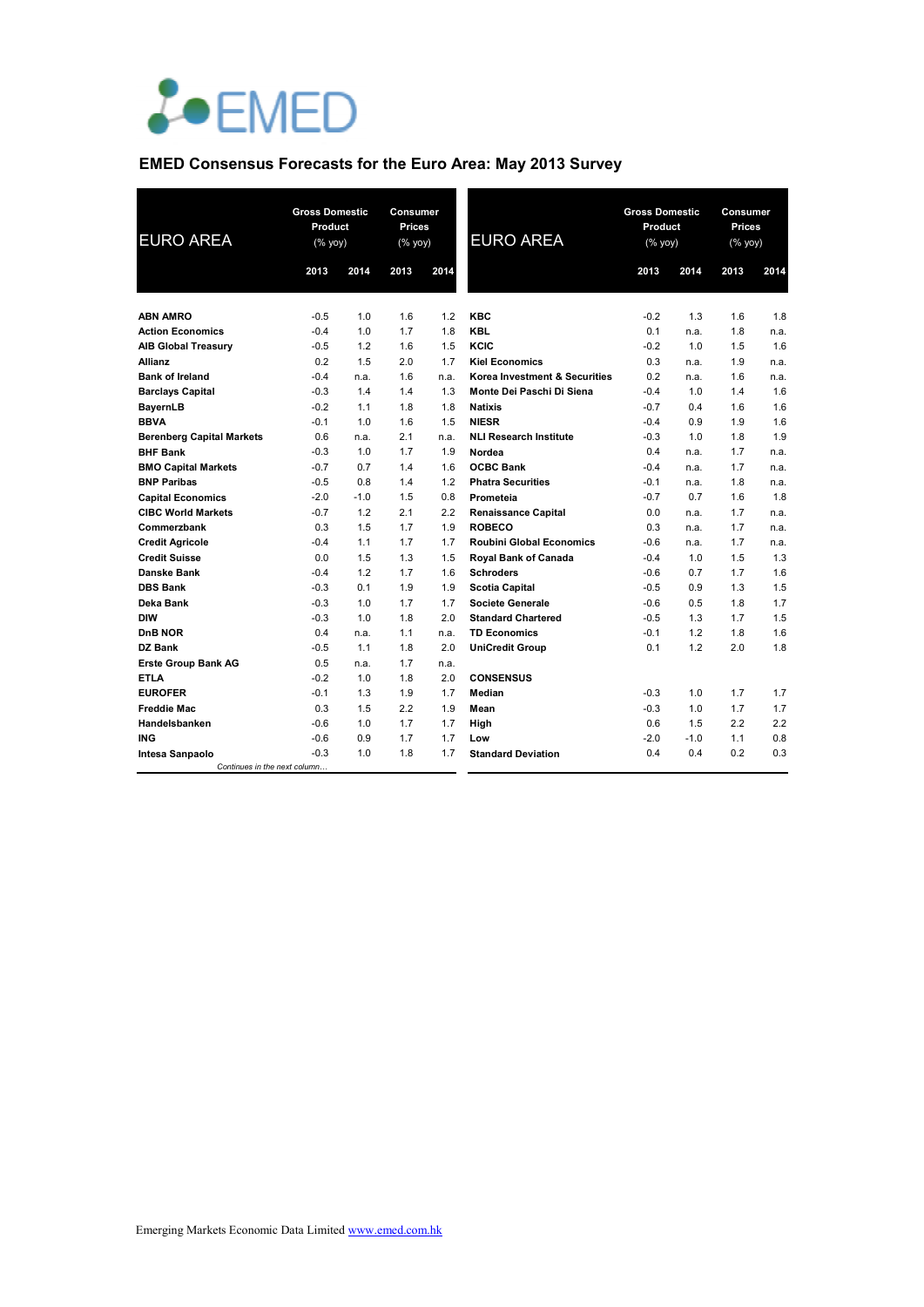EMED

## EMED Consensus Forecasts for the Euro Area: May 2013 Survey

| EURO AREA | Gross Domestic Product (% yoy) | | Consumer Prices (% yoy) | |
|---|---|---|---|---|
| | 2013 | 2014 | 2013 | 2014 |
| **ABN AMRO** | -0.5 | 1.0 | 1.6 | 1.2 |
| **Action Economics** | -0.4 | 1.0 | 1.7 | 1.8 |
| **AIB Global Treasury** | -0.5 | 1.2 | 1.6 | 1.5 |
| **Allianz** | 0.2 | 1.5 | 2.0 | 1.7 |
| **Bank of Ireland** | -0.4 | n.a. | 1.6 | n.a. |
| **Barclays Capital** | -0.3 | 1.4 | 1.4 | 1.3 |
| **BayernLB** | -0.2 | 1.1 | 1.8 | 1.8 |
| **BBVA** | -0.1 | 1.0 | 1.6 | 1.5 |
| **Berenberg Capital Markets** | 0.6 | n.a. | 2.1 | n.a. |
| **BHF Bank** | -0.3 | 1.0 | 1.7 | 1.9 |
| **BMO Capital Markets** | -0.7 | 0.7 | 1.4 | 1.6 |
| **BNP Paribas** | -0.5 | 0.8 | 1.4 | 1.2 |
| **Capital Economics** | -2.0 | -1.0 | 1.5 | 0.8 |
| **CIBC World Markets** | -0.7 | 1.2 | 2.1 | 2.2 |
| **Commerzbank** | 0.3 | 1.5 | 1.7 | 1.9 |
| **Credit Agricole** | -0.4 | 1.1 | 1.7 | 1.7 |
| **Credit Suisse** | 0.0 | 1.5 | 1.3 | 1.5 |
| **Danske Bank** | -0.4 | 1.2 | 1.7 | 1.6 |
| **DBS Bank** | -0.3 | 0.1 | 1.9 | 1.9 |
| **Deka Bank** | -0.3 | 1.0 | 1.7 | 1.7 |
| **DIW** | -0.3 | 1.0 | 1.8 | 2.0 |
| **DnB NOR** | 0.4 | n.a. | 1.1 | n.a. |
| **DZ Bank** | -0.5 | 1.1 | 1.8 | 2.0 |
| **Erste Group Bank AG** | 0.5 | n.a. | 1.7 | n.a. |
| **ETLA** | -0.2 | 1.0 | 1.8 | 2.0 |
| **EUROFER** | -0.1 | 1.3 | 1.9 | 1.7 |
| **Freddie Mac** | 0.3 | 1.5 | 2.2 | 1.9 |
| **Handelsbanken** | -0.6 | 1.0 | 1.7 | 1.7 |
| **ING** | -0.6 | 0.9 | 1.7 | 1.7 |
| **Intesa Sanpaolo** | -0.3 | 1.0 | 1.8 | 1.7 |
| **KBC** | -0.2 | 1.3 | 1.6 | 1.8 |
| **KBL** | 0.1 | n.a. | 1.8 | n.a. |
| **KCIC** | -0.2 | 1.0 | 1.5 | 1.6 |
| **Kiel Economics** | 0.3 | n.a. | 1.9 | n.a. |
| **Korea Investment & Securities** | 0.2 | n.a. | 1.6 | n.a. |
| **Monte Dei Paschi Di Siena** | -0.4 | 1.0 | 1.4 | 1.6 |
| **Natixis** | -0.7 | 0.4 | 1.6 | 1.6 |
| **NIESR** | -0.4 | 0.9 | 1.9 | 1.6 |
| **NLI Research Institute** | -0.3 | 1.0 | 1.8 | 1.9 |
| **Nordea** | 0.4 | n.a. | 1.7 | n.a. |
| **OCBC Bank** | -0.4 | n.a. | 1.7 | n.a. |
| **Phatra Securities** | -0.1 | n.a. | 1.8 | n.a. |
| **Prometeia** | -0.7 | 0.7 | 1.6 | 1.8 |
| **Renaissance Capital** | 0.0 | n.a. | 1.7 | n.a. |
| **ROBECO** | 0.3 | n.a. | 1.7 | n.a. |
| **Roubini Global Economics** | -0.6 | n.a. | 1.7 | n.a. |
| **Royal Bank of Canada** | -0.4 | 1.0 | 1.5 | 1.3 |
| **Schroders** | -0.6 | 0.7 | 1.7 | 1.6 |
| **Scotia Capital** | -0.5 | 0.9 | 1.3 | 1.5 |
| **Societe Generale** | -0.6 | 0.5 | 1.8 | 1.7 |
| **Standard Chartered** | -0.5 | 1.3 | 1.7 | 1.5 |
| **TD Economics** | -0.1 | 1.2 | 1.8 | 1.6 |
| **UniCredit Group** | 0.1 | 1.2 | 2.0 | 1.8 |
| **CONSENSUS** | | | | |
| **Median** | -0.3 | 1.0 | 1.7 | 1.7 |
| **Mean** | -0.3 | 1.0 | 1.7 | 1.7 |
| **High** | 0.6 | 1.5 | 2.2 | 2.2 |
| **Low** | -2.0 | -1.0 | 1.1 | 0.8 |
| **Standard Deviation** | 0.4 | 0.4 | 0.2 | 0.3 |

*Continues in the next column…*

Emerging Markets Economic Data Limited www.emed.com.hk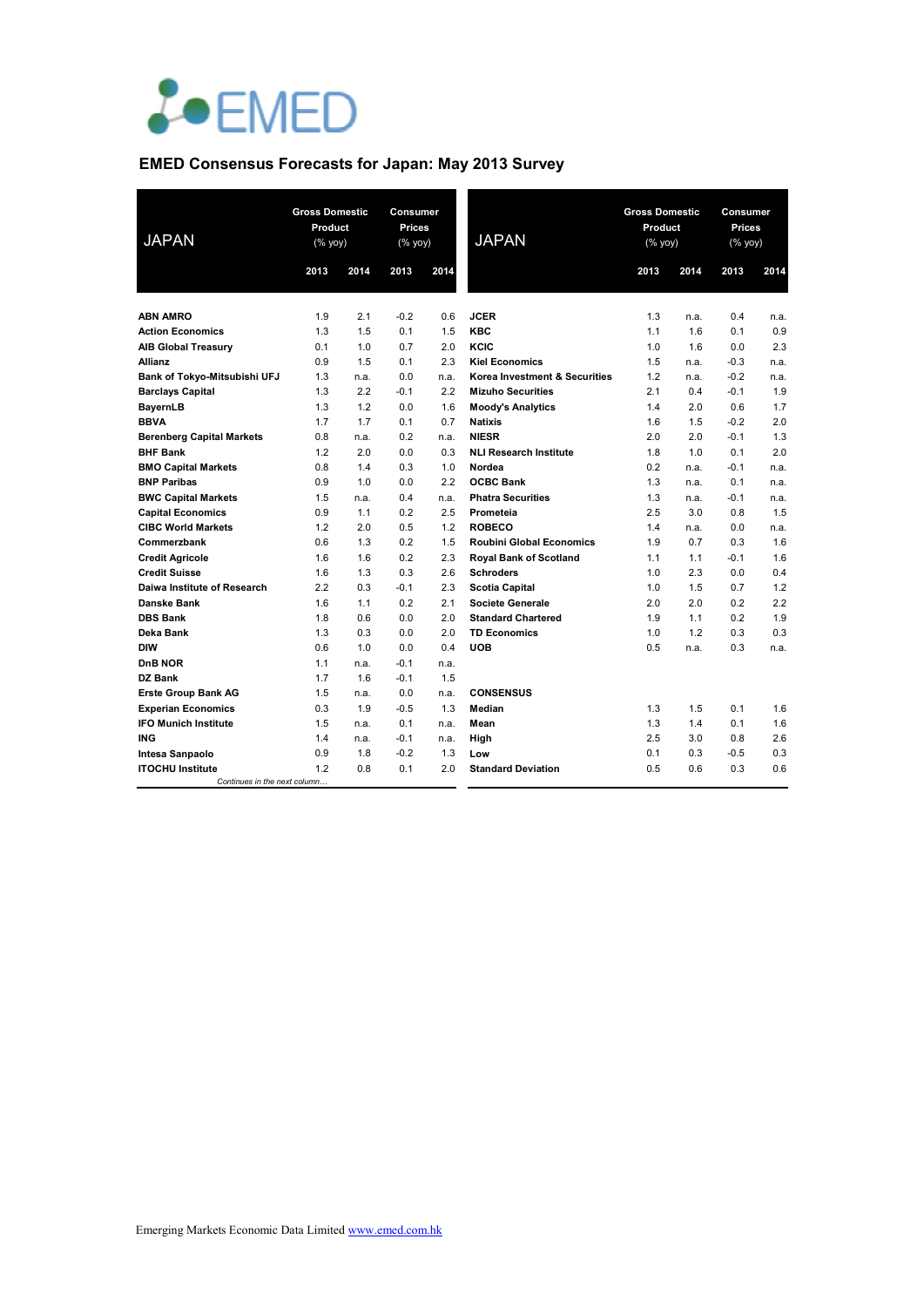EMED

## EMED Consensus Forecasts for Japan: May 2013 Survey

| JAPAN | Gross Domestic Product (% yoy) | | Consumer Prices (% yoy) | |
|---|---|---|---|---|
| | 2013 | 2014 | 2013 | 2014 |
| **ABN AMRO** | 1.9 | 2.1 | -0.2 | 0.6 |
| **Action Economics** | 1.3 | 1.5 | 0.1 | 1.5 |
| **AIB Global Treasury** | 0.1 | 1.0 | 0.7 | 2.0 |
| **Allianz** | 0.9 | 1.5 | 0.1 | 2.3 |
| **Bank of Tokyo-Mitsubishi UFJ** | 1.3 | n.a. | 0.0 | n.a. |
| **Barclays Capital** | 1.3 | 2.2 | -0.1 | 2.2 |
| **BayernLB** | 1.3 | 1.2 | 0.0 | 1.6 |
| **BBVA** | 1.7 | 1.7 | 0.1 | 0.7 |
| **Berenberg Capital Markets** | 0.8 | n.a. | 0.2 | n.a. |
| **BHF Bank** | 1.2 | 2.0 | 0.0 | 0.3 |
| **BMO Capital Markets** | 0.8 | 1.4 | 0.3 | 1.0 |
| **BNP Paribas** | 0.9 | 1.0 | 0.0 | 2.2 |
| **BWC Capital Markets** | 1.5 | n.a. | 0.4 | n.a. |
| **Capital Economics** | 0.9 | 1.1 | 0.2 | 2.5 |
| **CIBC World Markets** | 1.2 | 2.0 | 0.5 | 1.2 |
| **Commerzbank** | 0.6 | 1.3 | 0.2 | 1.5 |
| **Credit Agricole** | 1.6 | 1.6 | 0.2 | 2.3 |
| **Credit Suisse** | 1.6 | 1.3 | 0.3 | 2.6 |
| **Daiwa Institute of Research** | 2.2 | 0.3 | -0.1 | 2.3 |
| **Danske Bank** | 1.6 | 1.1 | 0.2 | 2.1 |
| **DBS Bank** | 1.8 | 0.6 | 0.0 | 2.0 |
| **Deka Bank** | 1.3 | 0.3 | 0.0 | 2.0 |
| **DIW** | 0.6 | 1.0 | 0.0 | 0.4 |
| **DnB NOR** | 1.1 | n.a. | -0.1 | n.a. |
| **DZ Bank** | 1.7 | 1.6 | -0.1 | 1.5 |
| **Erste Group Bank AG** | 1.5 | n.a. | 0.0 | n.a. |
| **Experian Economics** | 0.3 | 1.9 | -0.5 | 1.3 |
| **IFO Munich Institute** | 1.5 | n.a. | 0.1 | n.a. |
| **ING** | 1.4 | n.a. | -0.1 | n.a. |
| **Intesa Sanpaolo** | 0.9 | 1.8 | -0.2 | 1.3 |
| **ITOCHU Institute** | 1.2 | 0.8 | 0.1 | 2.0 |
| **JCER** | 1.3 | n.a. | 0.4 | n.a. |
| **KBC** | 1.1 | 1.6 | 0.1 | 0.9 |
| **KCIC** | 1.0 | 1.6 | 0.0 | 2.3 |
| **Kiel Economics** | 1.5 | n.a. | -0.3 | n.a. |
| **Korea Investment & Securities** | 1.2 | n.a. | -0.2 | n.a. |
| **Mizuho Securities** | 2.1 | 0.4 | -0.1 | 1.9 |
| **Moody's Analytics** | 1.4 | 2.0 | 0.6 | 1.7 |
| **Natixis** | 1.6 | 1.5 | -0.2 | 2.0 |
| **NIESR** | 2.0 | 2.0 | -0.1 | 1.3 |
| **NLI Research Institute** | 1.8 | 1.0 | 0.1 | 2.0 |
| **Nordea** | 0.2 | n.a. | -0.1 | n.a. |
| **OCBC Bank** | 1.3 | n.a. | 0.1 | n.a. |
| **Phatra Securities** | 1.3 | n.a. | -0.1 | n.a. |
| **Prometeia** | 2.5 | 3.0 | 0.8 | 1.5 |
| **ROBECO** | 1.4 | n.a. | 0.0 | n.a. |
| **Roubini Global Economics** | 1.9 | 0.7 | 0.3 | 1.6 |
| **Royal Bank of Scotland** | 1.1 | 1.1 | -0.1 | 1.6 |
| **Schroders** | 1.0 | 2.3 | 0.0 | 0.4 |
| **Scotia Capital** | 1.0 | 1.5 | 0.7 | 1.2 |
| **Societe Generale** | 2.0 | 2.0 | 0.2 | 2.2 |
| **Standard Chartered** | 1.9 | 1.1 | 0.2 | 1.9 |
| **TD Economics** | 1.0 | 1.2 | 0.3 | 0.3 |
| **UOB** | 0.5 | n.a. | 0.3 | n.a. |
| **CONSENSUS** | | | | |
| **Median** | 1.3 | 1.5 | 0.1 | 1.6 |
| **Mean** | 1.3 | 1.4 | 0.1 | 1.6 |
| **High** | 2.5 | 3.0 | 0.8 | 2.6 |
| **Low** | 0.1 | 0.3 | -0.5 | 0.3 |
| **Standard Deviation** | 0.5 | 0.6 | 0.3 | 0.6 |

Emerging Markets Economic Data Limited www.emed.com.hk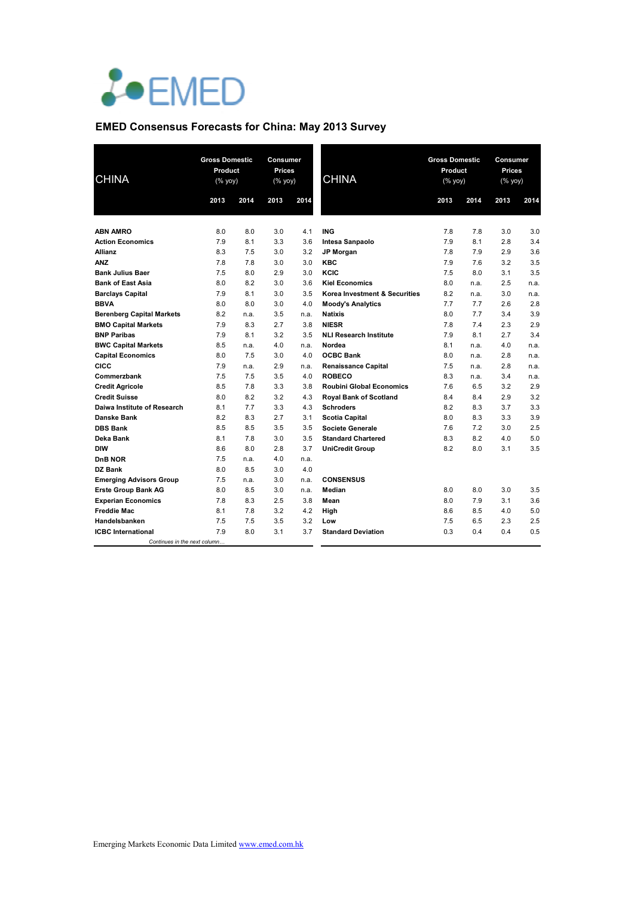EMED

## EMED Consensus Forecasts for China: May 2013 Survey

| CHINA | Gross Domestic Product (% yoy) | | Consumer Prices (% yoy) | |
|---|---|---|---|---|
| | 2013 | 2014 | 2013 | 2014 |
| **ABN AMRO** | 8.0 | 8.0 | 3.0 | 4.1 |
| **Action Economics** | 7.9 | 8.1 | 3.3 | 3.6 |
| **Allianz** | 8.3 | 7.5 | 3.0 | 3.2 |
| **ANZ** | 7.8 | 7.8 | 3.0 | 3.0 |
| **Bank Julius Baer** | 7.5 | 8.0 | 2.9 | 3.0 |
| **Bank of East Asia** | 8.0 | 8.2 | 3.0 | 3.6 |
| **Barclays Capital** | 7.9 | 8.1 | 3.0 | 3.5 |
| **BBVA** | 8.0 | 8.0 | 3.0 | 4.0 |
| **Berenberg Capital Markets** | 8.2 | n.a. | 3.5 | n.a. |
| **BMO Capital Markets** | 7.9 | 8.3 | 2.7 | 3.8 |
| **BNP Paribas** | 7.9 | 8.1 | 3.2 | 3.5 |
| **BWC Capital Markets** | 8.5 | n.a. | 4.0 | n.a. |
| **Capital Economics** | 8.0 | 7.5 | 3.0 | 4.0 |
| **CICC** | 7.9 | n.a. | 2.9 | n.a. |
| **Commerzbank** | 7.5 | 7.5 | 3.5 | 4.0 |
| **Credit Agricole** | 8.5 | 7.8 | 3.3 | 3.8 |
| **Credit Suisse** | 8.0 | 8.2 | 3.2 | 4.3 |
| **Daiwa Institute of Research** | 8.1 | 7.7 | 3.3 | 4.3 |
| **Danske Bank** | 8.2 | 8.3 | 2.7 | 3.1 |
| **DBS Bank** | 8.5 | 8.5 | 3.5 | 3.5 |
| **Deka Bank** | 8.1 | 7.8 | 3.0 | 3.5 |
| **DIW** | 8.6 | 8.0 | 2.8 | 3.7 |
| **DnB NOR** | 7.5 | n.a. | 4.0 | n.a. |
| **DZ Bank** | 8.0 | 8.5 | 3.0 | 4.0 |
| **Emerging Advisors Group** | 7.5 | n.a. | 3.0 | n.a. |
| **Erste Group Bank AG** | 8.0 | 8.5 | 3.0 | n.a. |
| **Experian Economics** | 7.8 | 8.3 | 2.5 | 3.8 |
| **Freddie Mac** | 8.1 | 7.8 | 3.2 | 4.2 |
| **Handelsbanken** | 7.5 | 7.5 | 3.5 | 3.2 |
| **ICBC International** | 7.9 | 8.0 | 3.1 | 3.7 |
| **ING** | 7.8 | 7.8 | 3.0 | 3.0 |
| **Intesa Sanpaolo** | 7.9 | 8.1 | 2.8 | 3.4 |
| **JP Morgan** | 7.8 | 7.9 | 2.9 | 3.6 |
| **KBC** | 7.9 | 7.6 | 3.2 | 3.5 |
| **KCIC** | 7.5 | 8.0 | 3.1 | 3.5 |
| **Kiel Economics** | 8.0 | n.a. | 2.5 | n.a. |
| **Korea Investment & Securities** | 8.2 | n.a. | 3.0 | n.a. |
| **Moody's Analytics** | 7.7 | 7.7 | 2.6 | 2.8 |
| **Natixis** | 8.0 | 7.7 | 3.4 | 3.9 |
| **NIESR** | 7.8 | 7.4 | 2.3 | 2.9 |
| **NLI Research Institute** | 7.9 | 8.1 | 2.7 | 3.4 |
| **Nordea** | 8.1 | n.a. | 4.0 | n.a. |
| **OCBC Bank** | 8.0 | n.a. | 2.8 | n.a. |
| **Renaissance Capital** | 7.5 | n.a. | 2.8 | n.a. |
| **ROBECO** | 8.3 | n.a. | 3.4 | n.a. |
| **Roubini Global Economics** | 7.6 | 6.5 | 3.2 | 2.9 |
| **Royal Bank of Scotland** | 8.4 | 8.4 | 2.9 | 3.2 |
| **Schroders** | 8.2 | 8.3 | 3.7 | 3.3 |
| **Scotia Capital** | 8.0 | 8.3 | 3.3 | 3.9 |
| **Societe Generale** | 7.6 | 7.2 | 3.0 | 2.5 |
| **Standard Chartered** | 8.3 | 8.2 | 4.0 | 5.0 |
| **UniCredit Group** | 8.2 | 8.0 | 3.1 | 3.5 |
| **CONSENSUS** | | | | |
| **Median** | 8.0 | 8.0 | 3.0 | 3.5 |
| **Mean** | 8.0 | 7.9 | 3.1 | 3.6 |
| **High** | 8.6 | 8.5 | 4.0 | 5.0 |
| **Low** | 7.5 | 6.5 | 2.3 | 2.5 |
| **Standard Deviation** | 0.3 | 0.4 | 0.4 | 0.5 |

Emerging Markets Economic Data Limited [www.emed.com.hk](http://www.emed.com.hk)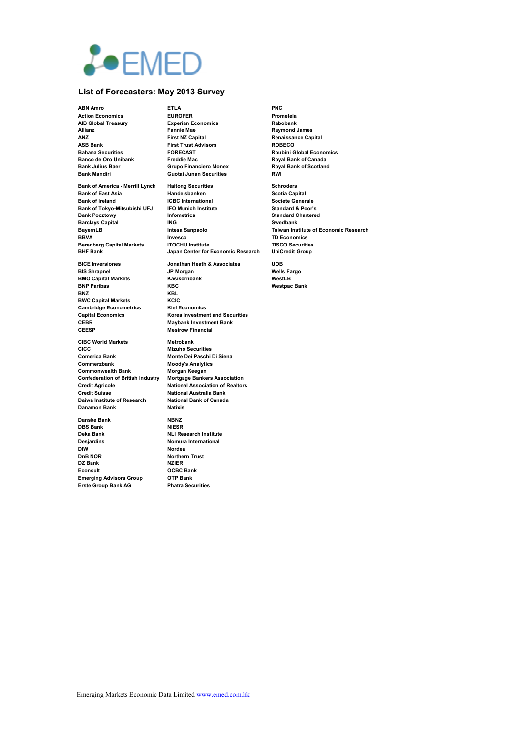EMED

## List of Forecasters: May 2013 Survey

ABN Amro
Action Economics
AIB Global Treasury
Allianz
ANZ
ASB Bank
Bahana Securities
Banco de Oro Unibank
Bank Julius Baer
Bank Mandiri

Bank of America - Merrill Lynch
Bank of East Asia
Bank of Ireland
Bank of Tokyo-Mitsubishi UFJ
Bank Pocztowy
Barclays Capital
BayernLB
BBVA
Berenberg Capital Markets
BHF Bank

BICE Inversiones
BIS Shrapnel
BMO Capital Markets
BNP Paribas
BNZ
BWC Capital Markets
Cambridge Econometrics
Capital Economics
CEBR
CEESP

CIBC World Markets
CICC
Comerica Bank
Commerzbank
Commonwealth Bank
Confederation of British Industry
Credit Agricole
Credit Suisse
Daiwa Institute of Research
Danamon Bank

Danske Bank
DBS Bank
Deka Bank
Desjardins
DIW
DnB NOR
DZ Bank
Econsult
Emerging Advisors Group
Erste Group Bank AG

ETLA
EUROFER
Experian Economics
Fannie Mae
First NZ Capital
First Trust Advisors
FORECAST
Freddie Mac
Grupo Financiero Monex
Guotai Junan Securities

Haitong Securities
Handelsbanken
ICBC International
IFO Munich Institute
Infometrics
ING
Intesa Sanpaolo
Invesco
ITOCHU Institute
Japan Center for Economic Research

Jonathan Heath & Associates
JP Morgan
Kasikornbank
KBC
KBL
KCIC
Kiel Economics
Korea Investment and Securities
Maybank Investment Bank
Mesirow Financial

Metrobank
Mizuho Securities
Monte Dei Paschi Di Siena
Moody's Analytics
Morgan Keegan
Mortgage Bankers Association
National Association of Realtors
National Australia Bank
National Bank of Canada
Natixis

NBNZ
NIESR
NLI Research Institute
Nomura International
Nordea
Northern Trust
NZIER
OCBC Bank
OTP Bank
Phatra Securities

PNC
Prometeia
Rabobank
Raymond James
Renaissance Capital
ROBECO
Roubini Global Economics
Royal Bank of Canada
Royal Bank of Scotland
RWI

Schroders
Scotia Capital
Societe Generale
Standard & Poor's
Standard Chartered
Swedbank
Taiwan Institute of Economic Research
TD Economics
TISCO Securities
UniCredit Group

UOB
Wells Fargo
WestLB
Westpac Bank

Emerging Markets Economic Data Limited [www.emed.com.hk](http://www.emed.com.hk)